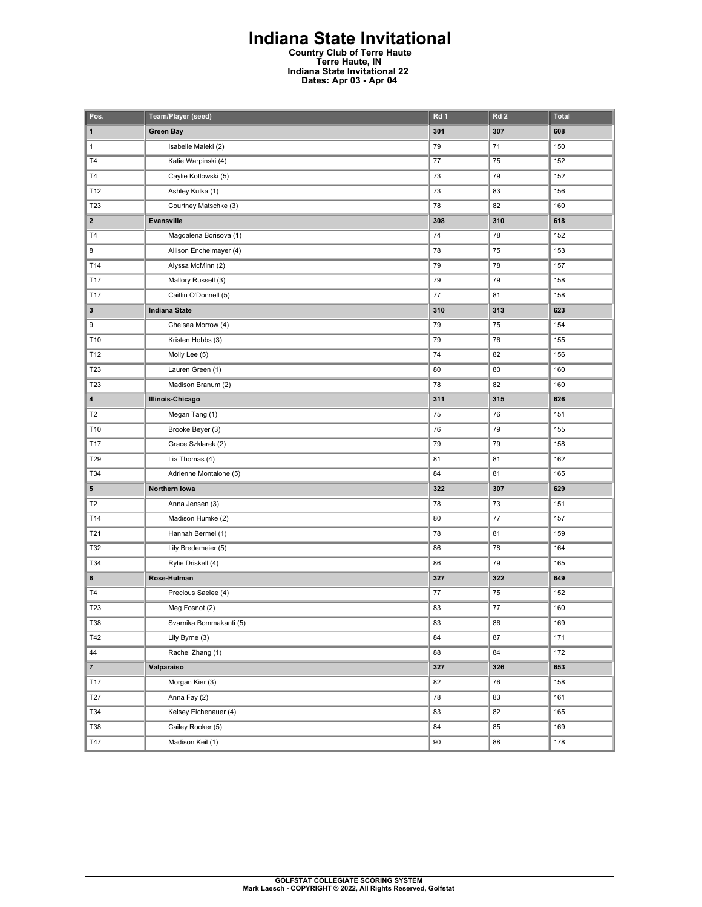# Indiana State Invitational

**Country Club of Terre Haute**
**Terre Haute, IN**
**Indiana State Invitational 22**
**Dates: Apr 03 - Apr 04**

| Pos. | Team/Player (seed) | Rd 1 | Rd 2 | Total |
|---|---|---|---|---|
| **1** | **Green Bay** | **301** | **307** | **608** |
| 1 | Isabelle Maleki (2) | 79 | 71 | 150 |
| T4 | Katie Warpinski (4) | 77 | 75 | 152 |
| T4 | Caylie Kotlowski (5) | 73 | 79 | 152 |
| T12 | Ashley Kulka (1) | 73 | 83 | 156 |
| T23 | Courtney Matschke (3) | 78 | 82 | 160 |
| **2** | **Evansville** | **308** | **310** | **618** |
| T4 | Magdalena Borisova (1) | 74 | 78 | 152 |
| 8 | Allison Enchelmayer (4) | 78 | 75 | 153 |
| T14 | Alyssa McMinn (2) | 79 | 78 | 157 |
| T17 | Mallory Russell (3) | 79 | 79 | 158 |
| T17 | Caitlin O'Donnell (5) | 77 | 81 | 158 |
| **3** | **Indiana State** | **310** | **313** | **623** |
| 9 | Chelsea Morrow (4) | 79 | 75 | 154 |
| T10 | Kristen Hobbs (3) | 79 | 76 | 155 |
| T12 | Molly Lee (5) | 74 | 82 | 156 |
| T23 | Lauren Green (1) | 80 | 80 | 160 |
| T23 | Madison Branum (2) | 78 | 82 | 160 |
| **4** | **Illinois-Chicago** | **311** | **315** | **626** |
| T2 | Megan Tang (1) | 75 | 76 | 151 |
| T10 | Brooke Beyer (3) | 76 | 79 | 155 |
| T17 | Grace Szklarek (2) | 79 | 79 | 158 |
| T29 | Lia Thomas (4) | 81 | 81 | 162 |
| T34 | Adrienne Montalone (5) | 84 | 81 | 165 |
| **5** | **Northern Iowa** | **322** | **307** | **629** |
| T2 | Anna Jensen (3) | 78 | 73 | 151 |
| T14 | Madison Humke (2) | 80 | 77 | 157 |
| T21 | Hannah Bermel (1) | 78 | 81 | 159 |
| T32 | Lily Bredemeier (5) | 86 | 78 | 164 |
| T34 | Rylie Driskell (4) | 86 | 79 | 165 |
| **6** | **Rose-Hulman** | **327** | **322** | **649** |
| T4 | Precious Saelee (4) | 77 | 75 | 152 |
| T23 | Meg Fosnot (2) | 83 | 77 | 160 |
| T38 | Svarnika Bommakanti (5) | 83 | 86 | 169 |
| T42 | Lily Byrne (3) | 84 | 87 | 171 |
| 44 | Rachel Zhang (1) | 88 | 84 | 172 |
| **7** | **Valparaiso** | **327** | **326** | **653** |
| T17 | Morgan Kier (3) | 82 | 76 | 158 |
| T27 | Anna Fay (2) | 78 | 83 | 161 |
| T34 | Kelsey Eichenauer (4) | 83 | 82 | 165 |
| T38 | Cailey Rooker (5) | 84 | 85 | 169 |
| T47 | Madison Keil (1) | 90 | 88 | 178 |

**GOLFSTAT COLLEGIATE SCORING SYSTEM**
**Mark Laesch - COPYRIGHT © 2022, All Rights Reserved, Golfstat**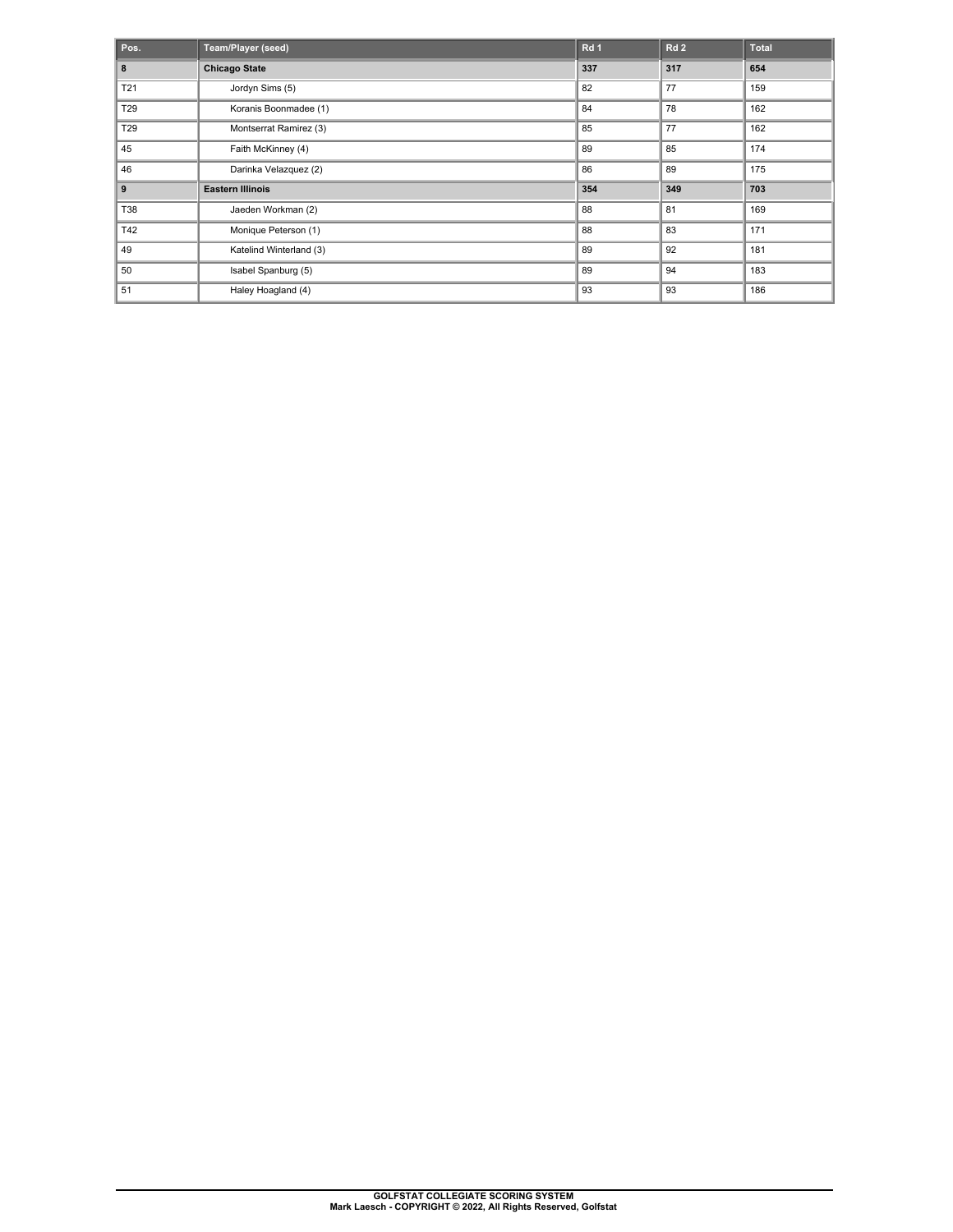| Pos. | Team/Player (seed) | Rd 1 | Rd 2 | Total |
| --- | --- | --- | --- | --- |
| **8** | **Chicago State** | **337** | **317** | **654** |
| T21 | Jordyn Sims (5) | 82 | 77 | 159 |
| T29 | Koranis Boonmadee (1) | 84 | 78 | 162 |
| T29 | Montserrat Ramirez (3) | 85 | 77 | 162 |
| 45 | Faith McKinney (4) | 89 | 85 | 174 |
| 46 | Darinka Velazquez (2) | 86 | 89 | 175 |
| **9** | **Eastern Illinois** | **354** | **349** | **703** |
| T38 | Jaeden Workman (2) | 88 | 81 | 169 |
| T42 | Monique Peterson (1) | 88 | 83 | 171 |
| 49 | Katelind Winterland (3) | 89 | 92 | 181 |
| 50 | Isabel Spanburg (5) | 89 | 94 | 183 |
| 51 | Haley Hoagland (4) | 93 | 93 | 186 |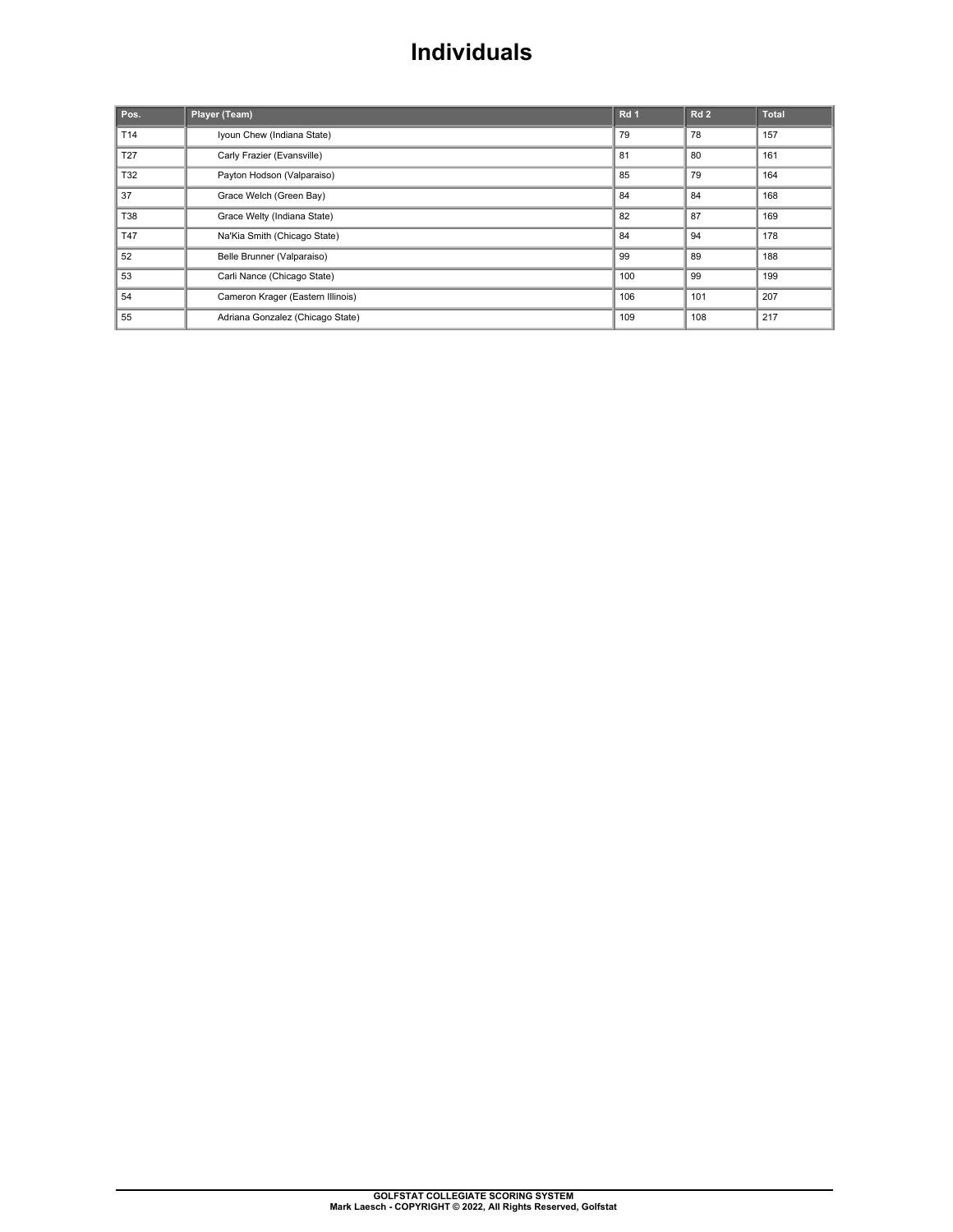# Individuals

| Pos. | Player (Team) | Rd 1 | Rd 2 | Total |
|---|---|---|---|---|
| T14 | Iyoun Chew (Indiana State) | 79 | 78 | 157 |
| T27 | Carly Frazier (Evansville) | 81 | 80 | 161 |
| T32 | Payton Hodson (Valparaiso) | 85 | 79 | 164 |
| 37 | Grace Welch (Green Bay) | 84 | 84 | 168 |
| T38 | Grace Welty (Indiana State) | 82 | 87 | 169 |
| T47 | Na'Kia Smith (Chicago State) | 84 | 94 | 178 |
| 52 | Belle Brunner (Valparaiso) | 99 | 89 | 188 |
| 53 | Carli Nance (Chicago State) | 100 | 99 | 199 |
| 54 | Cameron Krager (Eastern Illinois) | 106 | 101 | 207 |
| 55 | Adriana Gonzalez (Chicago State) | 109 | 108 | 217 |